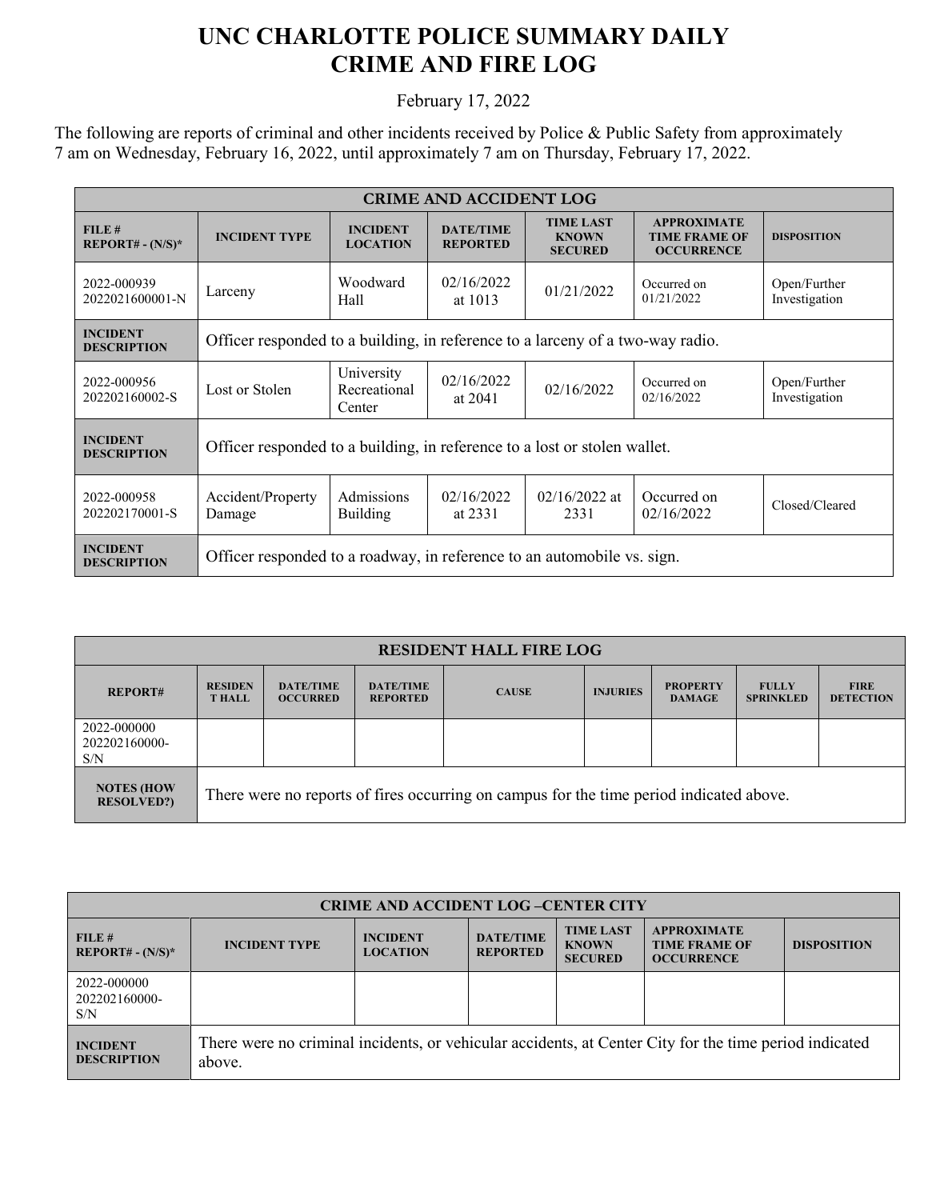# UNC CHARLOTTE POLICE SUMMARY DAILY CRIME AND FIRE LOG

February 17, 2022

The following are reports of criminal and other incidents received by Police & Public Safety from approximately 7 am on Wednesday, February 16, 2022, until approximately 7 am on Thursday, February 17, 2022.

| CRIME AND ACCIDENT LOG | | | | | | |
|---|---|---|---|---|---|---|
| **FILE # REPORT# - (N/S)*** | **INCIDENT TYPE** | **INCIDENT LOCATION** | **DATE/TIME REPORTED** | **TIME LAST KNOWN SECURED** | **APPROXIMATE TIME FRAME OF OCCURRENCE** | **DISPOSITION** |
| 2022-000939 2022021600001-N | Larceny | Woodward Hall | 02/16/2022 at 1013 | 01/21/2022 | Occurred on 01/21/2022 | Open/Further Investigation |
| **INCIDENT DESCRIPTION** | Officer responded to a building, in reference to a larceny of a two-way radio. | | | | | |
| 2022-000956 202202160002-S | Lost or Stolen | University Recreational Center | 02/16/2022 at 2041 | 02/16/2022 | Occurred on 02/16/2022 | Open/Further Investigation |
| **INCIDENT DESCRIPTION** | Officer responded to a building, in reference to a lost or stolen wallet. | | | | | |
| 2022-000958 202202170001-S | Accident/Property Damage | Admissions Building | 02/16/2022 at 2331 | 02/16/2022 at 2331 | Occurred on 02/16/2022 | Closed/Cleared |
| **INCIDENT DESCRIPTION** | Officer responded to a roadway, in reference to an automobile vs. sign. | | | | | |

| RESIDENT HALL FIRE LOG | | | | | | | | |
|---|---|---|---|---|---|---|---|---|
| **REPORT#** | **RESIDENT HALL** | **DATE/TIME OCCURRED** | **DATE/TIME REPORTED** | **CAUSE** | **INJURIES** | **PROPERTY DAMAGE** | **FULLY SPRINKLED** | **FIRE DETECTION** |
| 2022-000000 202202160000-S/N | | | | | | | | |
| **NOTES (HOW RESOLVED?)** | There were no reports of fires occurring on campus for the time period indicated above. | | | | | | | |

| CRIME AND ACCIDENT LOG –CENTER CITY | | | | | | |
|---|---|---|---|---|---|---|
| **FILE # REPORT# - (N/S)*** | **INCIDENT TYPE** | **INCIDENT LOCATION** | **DATE/TIME REPORTED** | **TIME LAST KNOWN SECURED** | **APPROXIMATE TIME FRAME OF OCCURRENCE** | **DISPOSITION** |
| 2022-000000 202202160000-S/N | | | | | | |
| **INCIDENT DESCRIPTION** | There were no criminal incidents, or vehicular accidents, at Center City for the time period indicated above. | | | | | |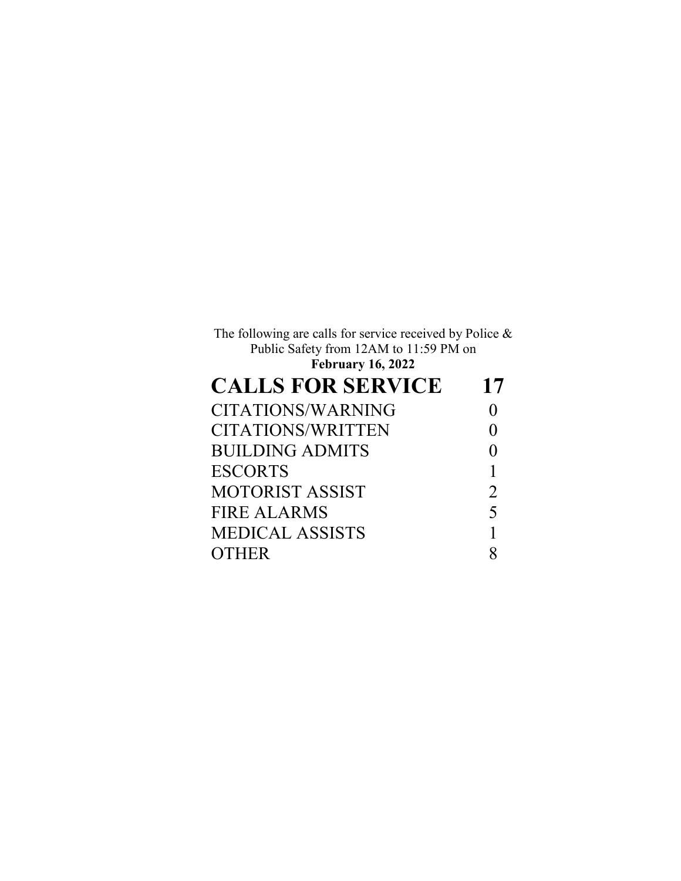The following are calls for service received by Police & Public Safety from 12AM to 11:59 PM on

**February 16, 2022**

| | |
|---|---|
| **CALLS FOR SERVICE** | **17** |
| CITATIONS/WARNING | 0 |
| CITATIONS/WRITTEN | 0 |
| BUILDING ADMITS | 0 |
| ESCORTS | 1 |
| MOTORIST ASSIST | 2 |
| FIRE ALARMS | 5 |
| MEDICAL ASSISTS | 1 |
| OTHER | 8 |